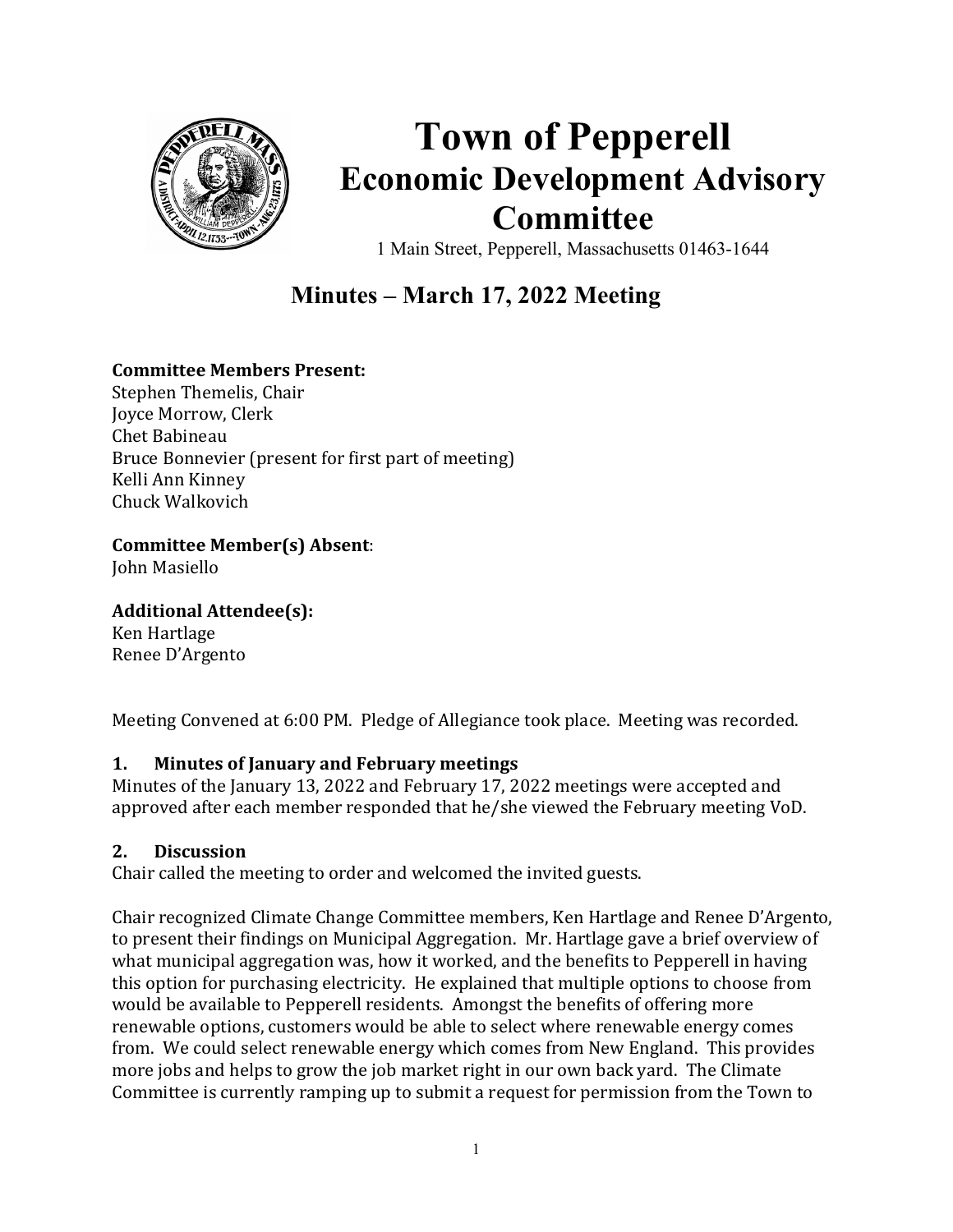# Town of Pepperell
## Economic Development Advisory Committee

1 Main Street, Pepperell, Massachusetts 01463-1644

## Minutes – March 17, 2022 Meeting

**Committee Members Present:**
Stephen Themelis, Chair
Joyce Morrow, Clerk
Chet Babineau
Bruce Bonnevier (present for first part of meeting)
Kelli Ann Kinney
Chuck Walkovich

**Committee Member(s) Absent**:
John Masiello

**Additional Attendee(s):**
Ken Hartlage
Renee D'Argento

Meeting Convened at 6:00 PM. Pledge of Allegiance took place. Meeting was recorded.

### 1. Minutes of January and February meetings

Minutes of the January 13, 2022 and February 17, 2022 meetings were accepted and approved after each member responded that he/she viewed the February meeting VoD.

### 2. Discussion

Chair called the meeting to order and welcomed the invited guests.

Chair recognized Climate Change Committee members, Ken Hartlage and Renee D'Argento, to present their findings on Municipal Aggregation. Mr. Hartlage gave a brief overview of what municipal aggregation was, how it worked, and the benefits to Pepperell in having this option for purchasing electricity. He explained that multiple options to choose from would be available to Pepperell residents. Amongst the benefits of offering more renewable options, customers would be able to select where renewable energy comes from. We could select renewable energy which comes from New England. This provides more jobs and helps to grow the job market right in our own back yard. The Climate Committee is currently ramping up to submit a request for permission from the Town to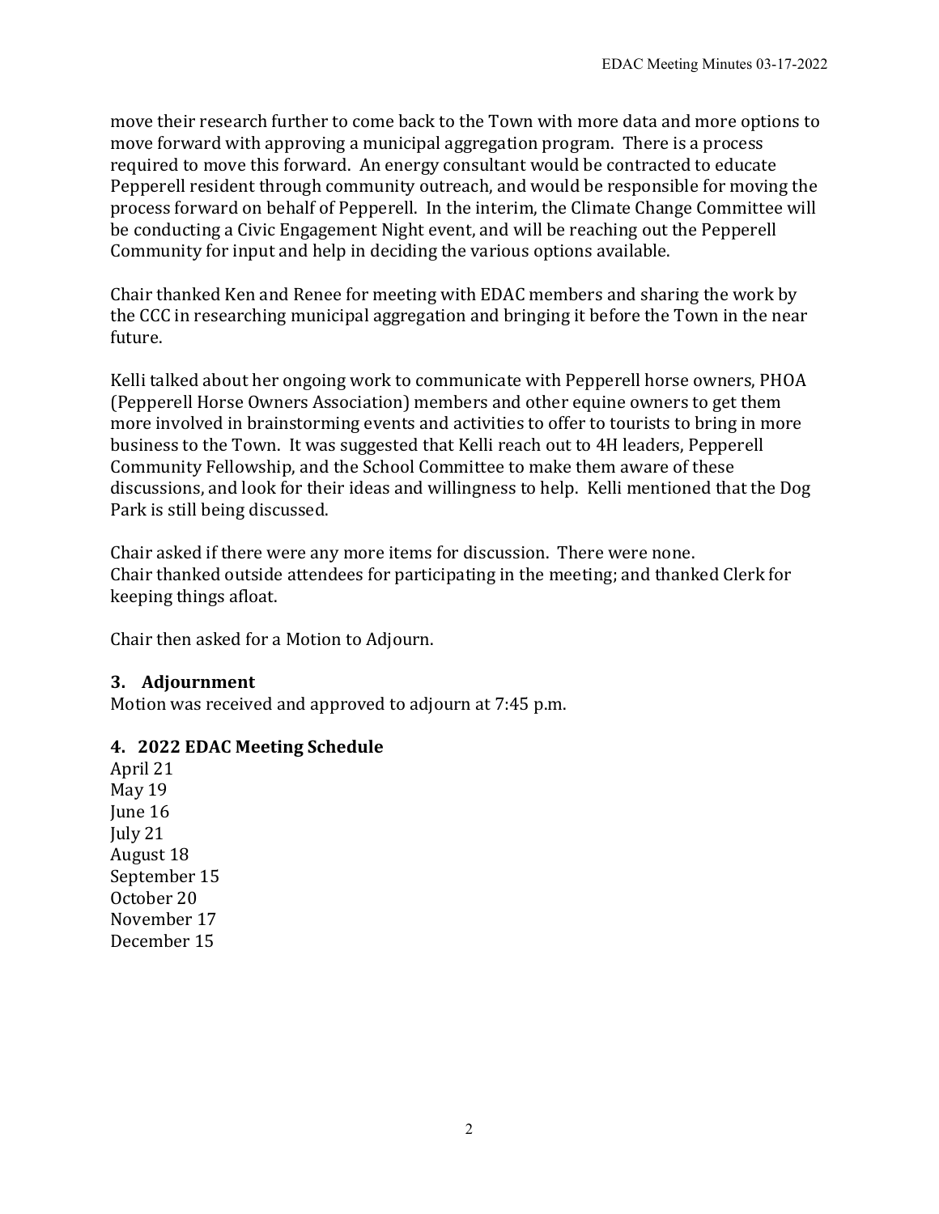move their research further to come back to the Town with more data and more options to move forward with approving a municipal aggregation program. There is a process required to move this forward. An energy consultant would be contracted to educate Pepperell resident through community outreach, and would be responsible for moving the process forward on behalf of Pepperell. In the interim, the Climate Change Committee will be conducting a Civic Engagement Night event, and will be reaching out the Pepperell Community for input and help in deciding the various options available.

Chair thanked Ken and Renee for meeting with EDAC members and sharing the work by the CCC in researching municipal aggregation and bringing it before the Town in the near future.

Kelli talked about her ongoing work to communicate with Pepperell horse owners, PHOA (Pepperell Horse Owners Association) members and other equine owners to get them more involved in brainstorming events and activities to offer to tourists to bring in more business to the Town. It was suggested that Kelli reach out to 4H leaders, Pepperell Community Fellowship, and the School Committee to make them aware of these discussions, and look for their ideas and willingness to help. Kelli mentioned that the Dog Park is still being discussed.

Chair asked if there were any more items for discussion. There were none.
Chair thanked outside attendees for participating in the meeting; and thanked Clerk for keeping things afloat.

Chair then asked for a Motion to Adjourn.

### 3. Adjournment

Motion was received and approved to adjourn at 7:45 p.m.

### 4. 2022 EDAC Meeting Schedule

April 21
May 19
June 16
July 21
August 18
September 15
October 20
November 17
December 15